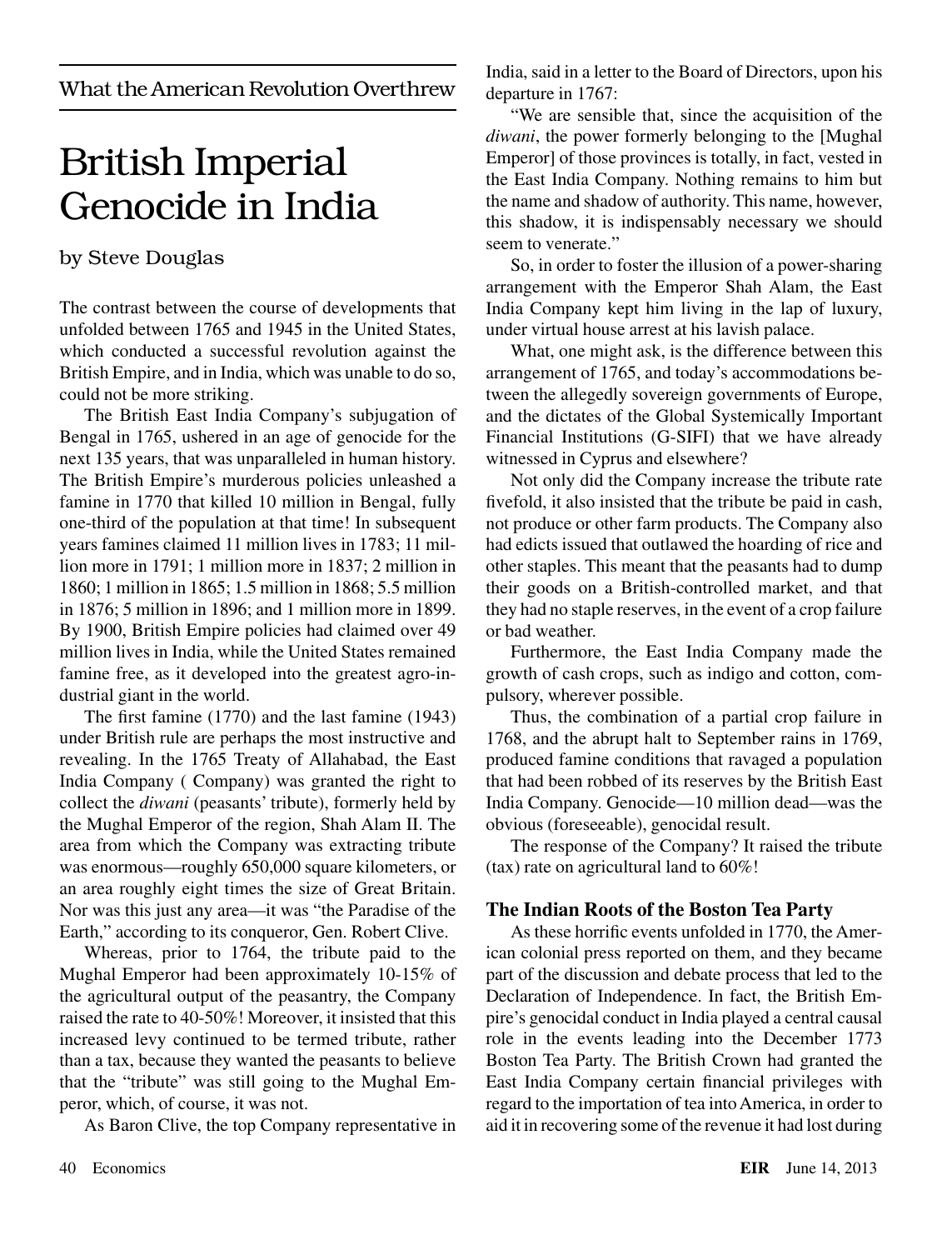What the American Revolution Overthrew

# British Imperial Genocide in India

by Steve Douglas

The contrast between the course of developments that unfolded between 1765 and 1945 in the United States, which conducted a successful revolution against the British Empire, and in India, which was unable to do so, could not be more striking.

The British East India Company's subjugation of Bengal in 1765, ushered in an age of genocide for the next 135 years, that was unparalleled in human history. The British Empire's murderous policies unleashed a famine in 1770 that killed 10 million in Bengal, fully one-third of the population at that time! In subsequent years famines claimed 11 million lives in 1783; 11 million more in 1791; 1 million more in 1837; 2 million in 1860; 1 million in 1865; 1.5 million in 1868; 5.5 million in 1876; 5 million in 1896; and 1 million more in 1899. By 1900, British Empire policies had claimed over 49 million lives in India, while the United States remained famine free, as it developed into the greatest agro-industrial giant in the world.

The first famine (1770) and the last famine (1943) under British rule are perhaps the most instructive and revealing. In the 1765 Treaty of Allahabad, the East India Company ( Company) was granted the right to collect the *diwani* (peasants' tribute), formerly held by the Mughal Emperor of the region, Shah Alam II. The area from which the Company was extracting tribute was enormous—roughly 650,000 square kilometers, or an area roughly eight times the size of Great Britain. Nor was this just any area—it was "the Paradise of the Earth," according to its conqueror, Gen. Robert Clive.

Whereas, prior to 1764, the tribute paid to the Mughal Emperor had been approximately 10-15% of the agricultural output of the peasantry, the Company raised the rate to 40-50%! Moreover, it insisted that this increased levy continued to be termed tribute, rather than a tax, because they wanted the peasants to believe that the "tribute" was still going to the Mughal Emperor, which, of course, it was not.

As Baron Clive, the top Company representative in India, said in a letter to the Board of Directors, upon his departure in 1767:

"We are sensible that, since the acquisition of the *diwani*, the power formerly belonging to the [Mughal Emperor] of those provinces is totally, in fact, vested in the East India Company. Nothing remains to him but the name and shadow of authority. This name, however, this shadow, it is indispensably necessary we should seem to venerate."

So, in order to foster the illusion of a power-sharing arrangement with the Emperor Shah Alam, the East India Company kept him living in the lap of luxury, under virtual house arrest at his lavish palace.

What, one might ask, is the difference between this arrangement of 1765, and today's accommodations between the allegedly sovereign governments of Europe, and the dictates of the Global Systemically Important Financial Institutions (G-SIFI) that we have already witnessed in Cyprus and elsewhere?

Not only did the Company increase the tribute rate fivefold, it also insisted that the tribute be paid in cash, not produce or other farm products. The Company also had edicts issued that outlawed the hoarding of rice and other staples. This meant that the peasants had to dump their goods on a British-controlled market, and that they had no staple reserves, in the event of a crop failure or bad weather.

Furthermore, the East India Company made the growth of cash crops, such as indigo and cotton, compulsory, wherever possible.

Thus, the combination of a partial crop failure in 1768, and the abrupt halt to September rains in 1769, produced famine conditions that ravaged a population that had been robbed of its reserves by the British East India Company. Genocide—10 million dead—was the obvious (foreseeable), genocidal result.

The response of the Company? It raised the tribute (tax) rate on agricultural land to 60%!

### The Indian Roots of the Boston Tea Party

As these horrific events unfolded in 1770, the American colonial press reported on them, and they became part of the discussion and debate process that led to the Declaration of Independence. In fact, the British Empire's genocidal conduct in India played a central causal role in the events leading into the December 1773 Boston Tea Party. The British Crown had granted the East India Company certain financial privileges with regard to the importation of tea into America, in order to aid it in recovering some of the revenue it had lost during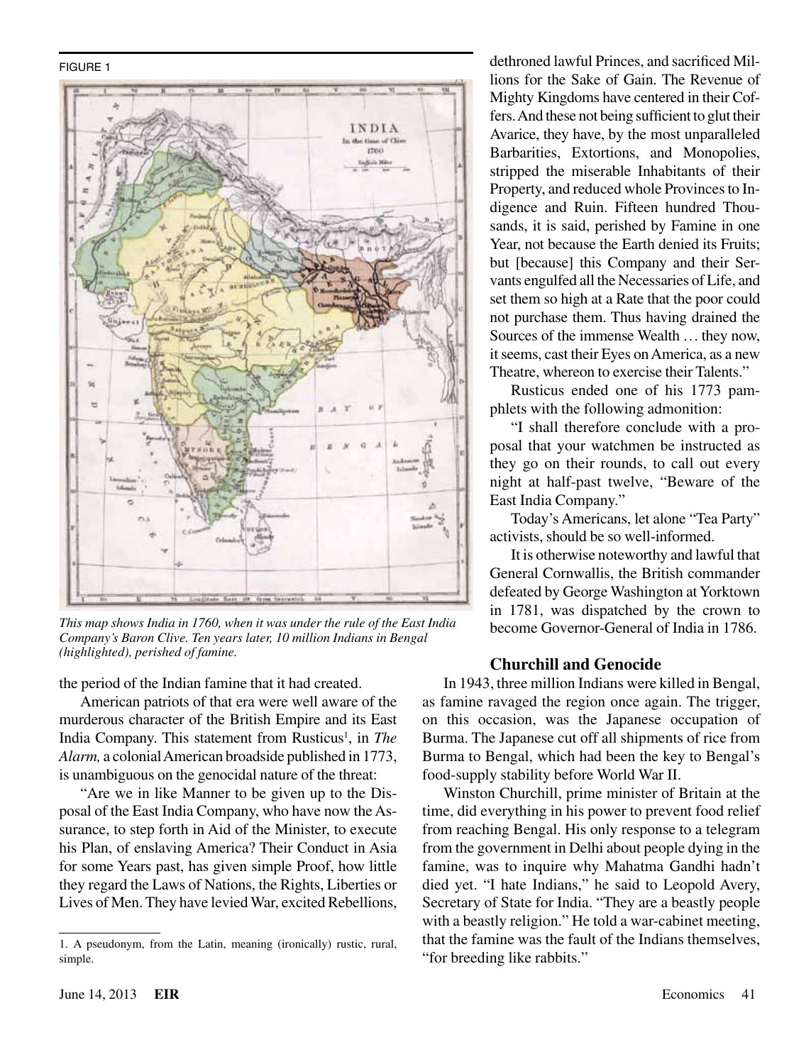FIGURE 1

*This map shows India in 1760, when it was under the rule of the East India Company's Baron Clive. Ten years later, 10 million Indians in Bengal (highlighted), perished of famine.*

the period of the Indian famine that it had created.

American patriots of that era were well aware of the murderous character of the British Empire and its East India Company. This statement from Rusticus[1], in *The Alarm,* a colonial American broadside published in 1773, is unambiguous on the genocidal nature of the threat:

"Are we in like Manner to be given up to the Disposal of the East India Company, who have now the Assurance, to step forth in Aid of the Minister, to execute his Plan, of enslaving America? Their Conduct in Asia for some Years past, has given simple Proof, how little they regard the Laws of Nations, the Rights, Liberties or Lives of Men. They have levied War, excited Rebellions, dethroned lawful Princes, and sacrificed Millions for the Sake of Gain. The Revenue of Mighty Kingdoms have centered in their Coffers. And these not being sufficient to glut their Avarice, they have, by the most unparalleled Barbarities, Extortions, and Monopolies, stripped the miserable Inhabitants of their Property, and reduced whole Provinces to Indigence and Ruin. Fifteen hundred Thousands, it is said, perished by Famine in one Year, not because the Earth denied its Fruits; but [because] this Company and their Servants engulfed all the Necessaries of Life, and set them so high at a Rate that the poor could not purchase them. Thus having drained the Sources of the immense Wealth … they now, it seems, cast their Eyes on America, as a new Theatre, whereon to exercise their Talents."

Rusticus ended one of his 1773 pamphlets with the following admonition:

"I shall therefore conclude with a proposal that your watchmen be instructed as they go on their rounds, to call out every night at half-past twelve, "Beware of the East India Company."

Today's Americans, let alone "Tea Party" activists, should be so well-informed.

It is otherwise noteworthy and lawful that General Cornwallis, the British commander defeated by George Washington at Yorktown in 1781, was dispatched by the crown to become Governor-General of India in 1786.

### Churchill and Genocide

In 1943, three million Indians were killed in Bengal, as famine ravaged the region once again. The trigger, on this occasion, was the Japanese occupation of Burma. The Japanese cut off all shipments of rice from Burma to Bengal, which had been the key to Bengal's food-supply stability before World War II.

Winston Churchill, prime minister of Britain at the time, did everything in his power to prevent food relief from reaching Bengal. His only response to a telegram from the government in Delhi about people dying in the famine, was to inquire why Mahatma Gandhi hadn't died yet. "I hate Indians," he said to Leopold Avery, Secretary of State for India. "They are a beastly people with a beastly religion." He told a war-cabinet meeting, that the famine was the fault of the Indians themselves, "for breeding like rabbits."

---

1. A pseudonym, from the Latin, meaning (ironically) rustic, rural, simple.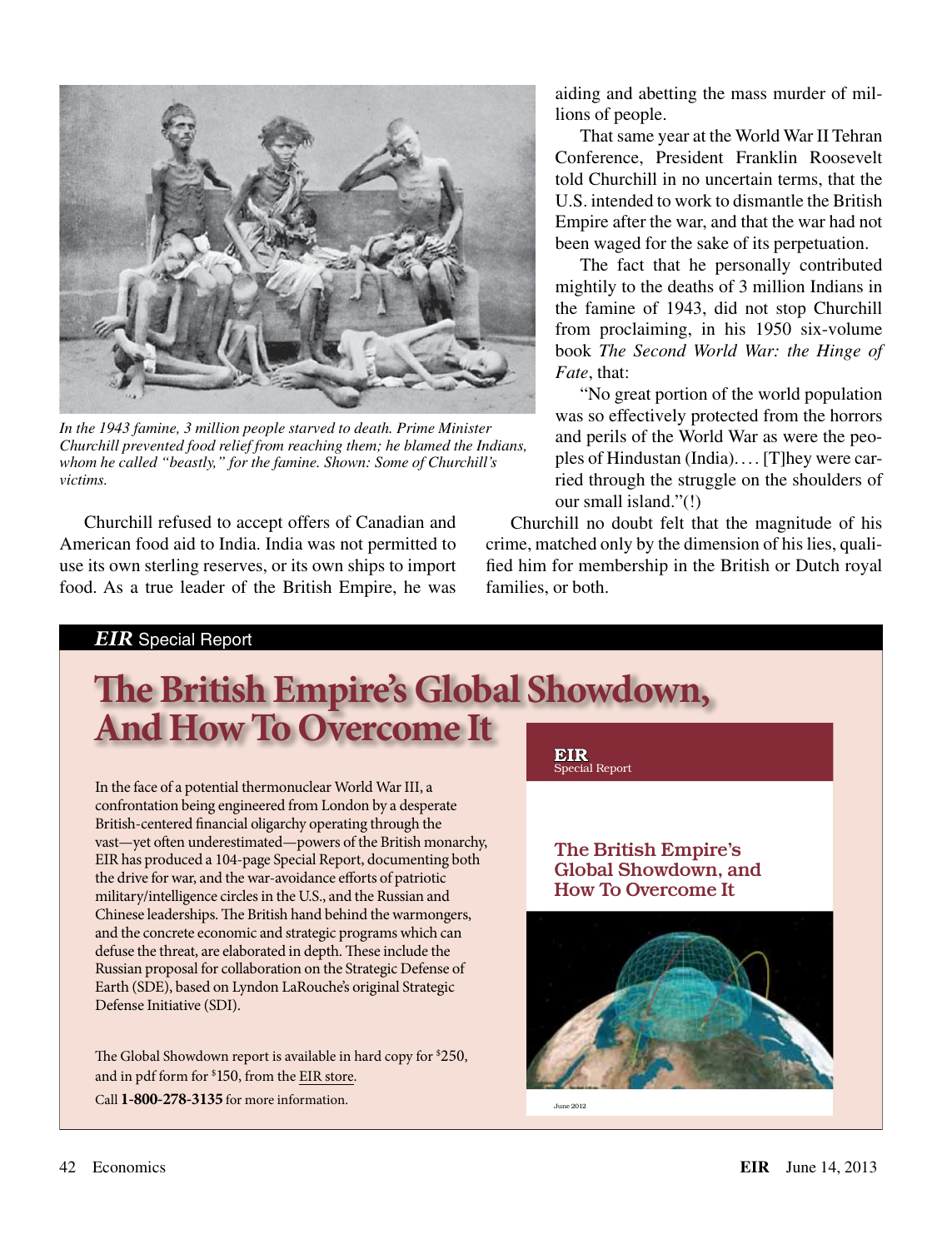*In the 1943 famine, 3 million people starved to death. Prime Minister Churchill prevented food relief from reaching them; he blamed the Indians, whom he called "beastly," for the famine. Shown: Some of Churchill's victims.*

Churchill refused to accept offers of Canadian and American food aid to India. India was not permitted to use its own sterling reserves, or its own ships to import food. As a true leader of the British Empire, he was aiding and abetting the mass murder of millions of people.

That same year at the World War II Tehran Conference, President Franklin Roosevelt told Churchill in no uncertain terms, that the U.S. intended to work to dismantle the British Empire after the war, and that the war had not been waged for the sake of its perpetuation.

The fact that he personally contributed mightily to the deaths of 3 million Indians in the famine of 1943, did not stop Churchill from proclaiming, in his 1950 six-volume book *The Second World War: the Hinge of Fate*, that:

"No great portion of the world population was so effectively protected from the horrors and perils of the World War as were the peoples of Hindustan (India).... [T]hey were carried through the struggle on the shoulders of our small island."(!)

Churchill no doubt felt that the magnitude of his crime, matched only by the dimension of his lies, qualified him for membership in the British or Dutch royal families, or both.

***EIR*** Special Report

# The British Empire's Global Showdown, And How To Overcome It

In the face of a potential thermonuclear World War III, a confrontation being engineered from London by a desperate British-centered financial oligarchy operating through the vast—yet often underestimated—powers of the British monarchy, EIR has produced a 104-page Special Report, documenting both the drive for war, and the war-avoidance efforts of patriotic military/intelligence circles in the U.S., and the Russian and Chinese leaderships. The British hand behind the warmongers, and the concrete economic and strategic programs which can defuse the threat, are elaborated in depth. These include the Russian proposal for collaboration on the Strategic Defense of Earth (SDE), based on Lyndon LaRouche's original Strategic Defense Initiative (SDI).

The Global Showdown report is available in hard copy for $250, and in pdf form for $150, from the EIR store.

Call **1-800-278-3135** for more information.

**EIR**
Special Report

The British Empire's Global Showdown, and How To Overcome It

June 2012